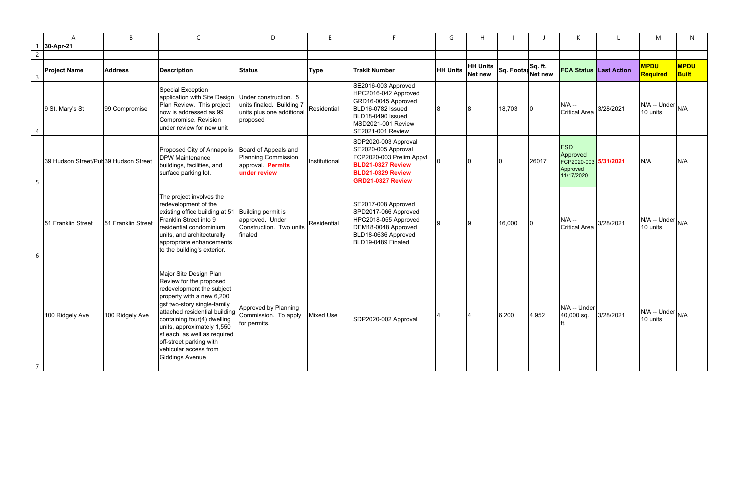30-Apr-21

| Project Name | Address | Description | Status | Type | Traklt Number | HH Units | HH Units Net new | Sq. Footag | Sq. ft. Net new | FCA Status | Last Action | MPDU Required | MPDU Built |
|---|---|---|---|---|---|---|---|---|---|---|---|---|---|
| 9 St. Mary's St | 99 Compromise | Special Exception application with Site Design Plan Review. This project now is addressed as 99 Compromise. Revision under review for new unit | Under construction. 5 units finaled. Building 7 units plus one additional proposed | Residential | SE2016-003 Approved HPC2016-042 Approved GRD16-0045 Approved BLD16-0782 Issued BLD18-0490 Issued MSD2021-001 Review SE2021-001 Review | 8 | 8 | 18,703 | 0 | N/A -- Critical Area | 3/28/2021 | N/A -- Under 10 units | N/A |
| 39 Hudson Street/Pul | 39 Hudson Street | Proposed City of Annapolis DPW Maintenance buildings, facilities, and surface parking lot. | Board of Appeals and Planning Commission approval. **Permits under review** | Institutional | SDP2020-003 Approval SE2020-005 Approval FCP2020-003 Prelim Appvl **BLD21-0327 Review** **BLD21-0329 Review** **GRD21-0327 Review** | 0 | 0 | 0 | 26017 | FSD Approved FCP2020-003 Approved 11/17/2020 | **5/31/2021** | N/A | N/A |
| 51 Franklin Street | 51 Franklin Street | The project involves the redevelopment of the existing office building at 51 Franklin Street into 9 residential condominium units, and architecturally appropriate enhancements to the building's exterior. | Building permit is approved. Under Construction. Two units finaled | Residential | SE2017-008 Approved SPD2017-066 Approved HPC2018-055 Approved DEM18-0048 Approved BLD18-0636 Approved BLD19-0489 Finaled | 9 | 9 | 16,000 | 0 | N/A -- Critical Area | 3/28/2021 | N/A -- Under 10 units | N/A |
| 100 Ridgely Ave | 100 Ridgely Ave | Major Site Design Plan Review for the proposed redevelopment the subject property with a new 6,200 gsf two-story single-family attached residential building containing four(4) dwelling units, approximately 1,550 sf each, as well as required off-street parking with vehicular access from Giddings Avenue | Approved by Planning Commission. To apply for permits. | Mixed Use | SDP2020-002 Approval | 4 | 4 | 6,200 | 4,952 | N/A -- Under 40,000 sq. ft. | 3/28/2021 | N/A -- Under 10 units | N/A |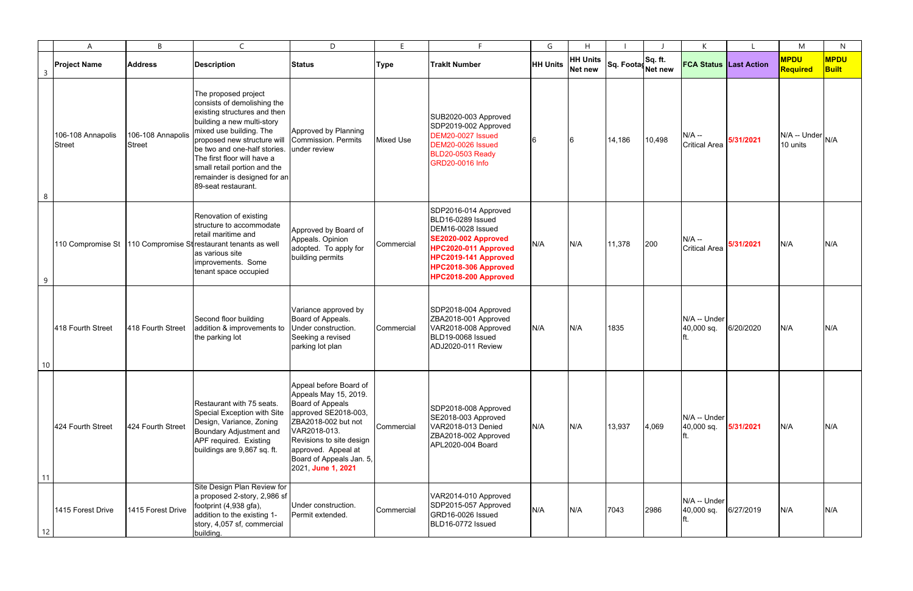| Project Name | Address | Description | Status | Type | TrakIt Number | HH Units | HH Units Net new | Sq. Footage | Sq. ft. Net new | FCA Status | Last Action | MPDU Required | MPDU Built |
|---|---|---|---|---|---|---|---|---|---|---|---|---|---|
| 106-108 Annapolis Street | 106-108 Annapolis Street | The proposed project consists of demolishing the existing structures and then building a new multi-story mixed use building. The proposed new structure will be two and one-half stories. The first floor will have a small retail portion and the remainder is designed for an 89-seat restaurant. | Approved by Planning Commission. Permits under review | Mixed Use | SDB2020-003 Approved SDP2019-002 Approved DEM20-0027 Issued DEM20-0026 Issued BLD20-0503 Ready GRD20-0016 Info | 6 | 6 | 14,186 | 10,498 | N/A -- Critical Area | **5/31/2021** | N/A -- Under 10 units | N/A |
| 110 Compromise St | 110 Compromise St | Renovation of existing structure to accommodate retail maritime and restaurant tenants as well as various site improvements. Some tenant space occupied | Approved by Board of Appeals. Opinion adopted. To apply for building permits | Commercial | SDP2016-014 Approved BLD16-0289 Issued DEM16-0028 Issued **SE2020-002 Approved** **HPC2020-011 Approved** **HPC2019-141 Approved** **HPC2018-306 Approved** **HPC2018-200 Approved** | N/A | N/A | 11,378 | 200 | N/A -- Critical Area | **5/31/2021** | N/A | N/A |
| 418 Fourth Street | 418 Fourth Street | Second floor building addition & improvements to the parking lot | Variance approved by Board of Appeals. Under construction. Seeking a revised parking lot plan | Commercial | SDP2018-004 Approved ZBA2018-001 Approved VAR2018-008 Approved BLD19-0068 Issued ADJ2020-011 Review | N/A | N/A | 1835 | | N/A -- Under 40,000 sq. ft. | 6/20/2020 | N/A | N/A |
| 424 Fourth Street | 424 Fourth Street | Restaurant with 75 seats. Special Exception with Site Design, Variance, Zoning Boundary Adjustment and APF required. Existing buildings are 9,867 sq. ft. | Appeal before Board of Appeals May 15, 2019. Board of Appeals approved SE2018-003, ZBA2018-002 but not VAR2018-013. Revisions to site design approved. Appeal at Board of Appeals Jan. 5, 2021, **June 1, 2021** | Commercial | SDP2018-008 Approved SE2018-003 Approved VAR2018-013 Denied ZBA2018-002 Approved APL2020-004 Board | N/A | N/A | 13,937 | 4,069 | N/A -- Under 40,000 sq. ft. | **5/31/2021** | N/A | N/A |
| 1415 Forest Drive | 1415 Forest Drive | Site Design Plan Review for a proposed 2-story, 2,986 sf footprint (4,938 gfa), addition to the existing 1-story, 4,057 sf, commercial building. | Under construction. Permit extended. | Commercial | VAR2014-010 Approved SDP2015-057 Approved GRD16-0026 Issued BLD16-0772 Issued | N/A | N/A | 7043 | 2986 | N/A -- Under 40,000 sq. ft. | 6/27/2019 | N/A | N/A |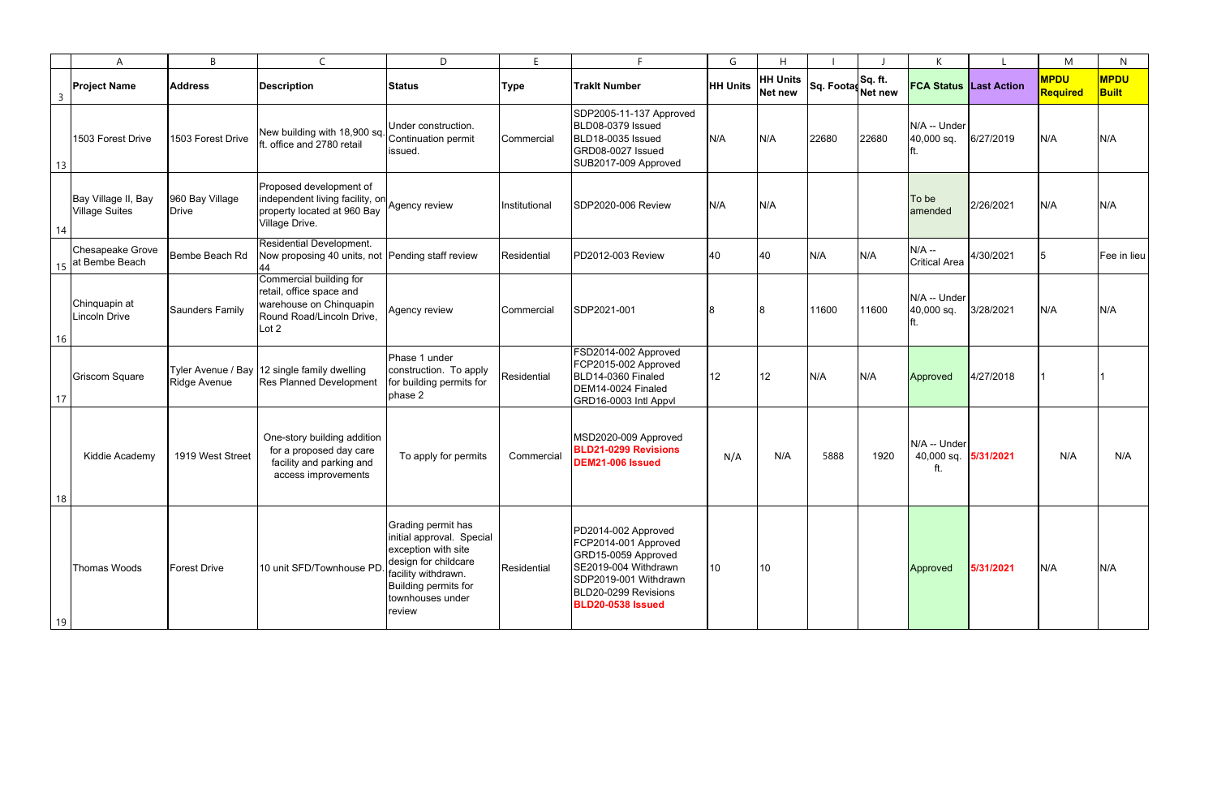| Project Name | Address | Description | Status | Type | TrakIt Number | HH Units | HH Units Net new | Sq. Footage | Sq. ft. Net new | FCA Status | Last Action | MPDU Required | MPDU Built |
|---|---|---|---|---|---|---|---|---|---|---|---|---|---|
| 1503 Forest Drive | 1503 Forest Drive | New building with 18,900 sq. ft. office and 2780 retail | Under construction. Continuation permit issued. | Commercial | SDP2005-11-137 Approved<br>BLD08-0379 Issued<br>BLD18-0035 Issued<br>GRD08-0027 Issued<br>SUB2017-009 Approved | N/A | N/A | 22680 | 22680 | N/A -- Under 40,000 sq. ft. | 6/27/2019 | N/A | N/A |
| Bay Village II, Bay Village Suites | 960 Bay Village Drive | Proposed development of independent living facility, on property located at 960 Bay Village Drive. | Agency review | Institutional | SDP2020-006 Review | N/A | N/A | | | To be amended | 2/26/2021 | N/A | N/A |
| Chesapeake Grove at Bembe Beach | Bembe Beach Rd | Residential Development. Now proposing 40 units, not 44 | Pending staff review | Residential | PD2012-003 Review | 40 | 40 | N/A | N/A | N/A -- Critical Area | 4/30/2021 | 5 | Fee in lieu |
| Chinquapin at Lincoln Drive | Saunders Family | Commercial building for retail, office space and warehouse on Chinquapin Round Road/Lincoln Drive, Lot 2 | Agency review | Commercial | SDP2021-001 | 8 | 8 | 11600 | 11600 | N/A -- Under 40,000 sq. ft. | 3/28/2021 | N/A | N/A |
| Griscom Square | Tyler Avenue / Bay Ridge Avenue | 12 single family dwelling Res Planned Development | Phase 1 under construction. To apply for building permits for phase 2 | Residential | FSD2014-002 Approved<br>FCP2015-002 Approved<br>BLD14-0360 Finaled<br>DEM14-0024 Finaled<br>GRD16-0003 Intl Appvl | 12 | 12 | N/A | N/A | Approved | 4/27/2018 | 1 | 1 |
| Kiddie Academy | 1919 West Street | One-story building addition for a proposed day care facility and parking and access improvements | To apply for permits | Commercial | MSD2020-009 Approved<br>**BLD21-0299 Revisions**<br>**DEM21-006 Issued** | N/A | N/A | 5888 | 1920 | N/A -- Under 40,000 sq. ft. | **5/31/2021** | N/A | N/A |
| Thomas Woods | Forest Drive | 10 unit SFD/Townhouse PD. | Grading permit has initial approval. Special exception with site design for childcare facility withdrawn. Building permits for townhouses under review | Residential | PD2014-002 Approved<br>FCP2014-001 Approved<br>GRD15-0059 Approved<br>SE2019-004 Withdrawn<br>SDP2019-001 Withdrawn<br>BLD20-0299 Revisions<br>**BLD20-0538 Issued** | 10 | 10 | | | Approved | **5/31/2021** | N/A | N/A |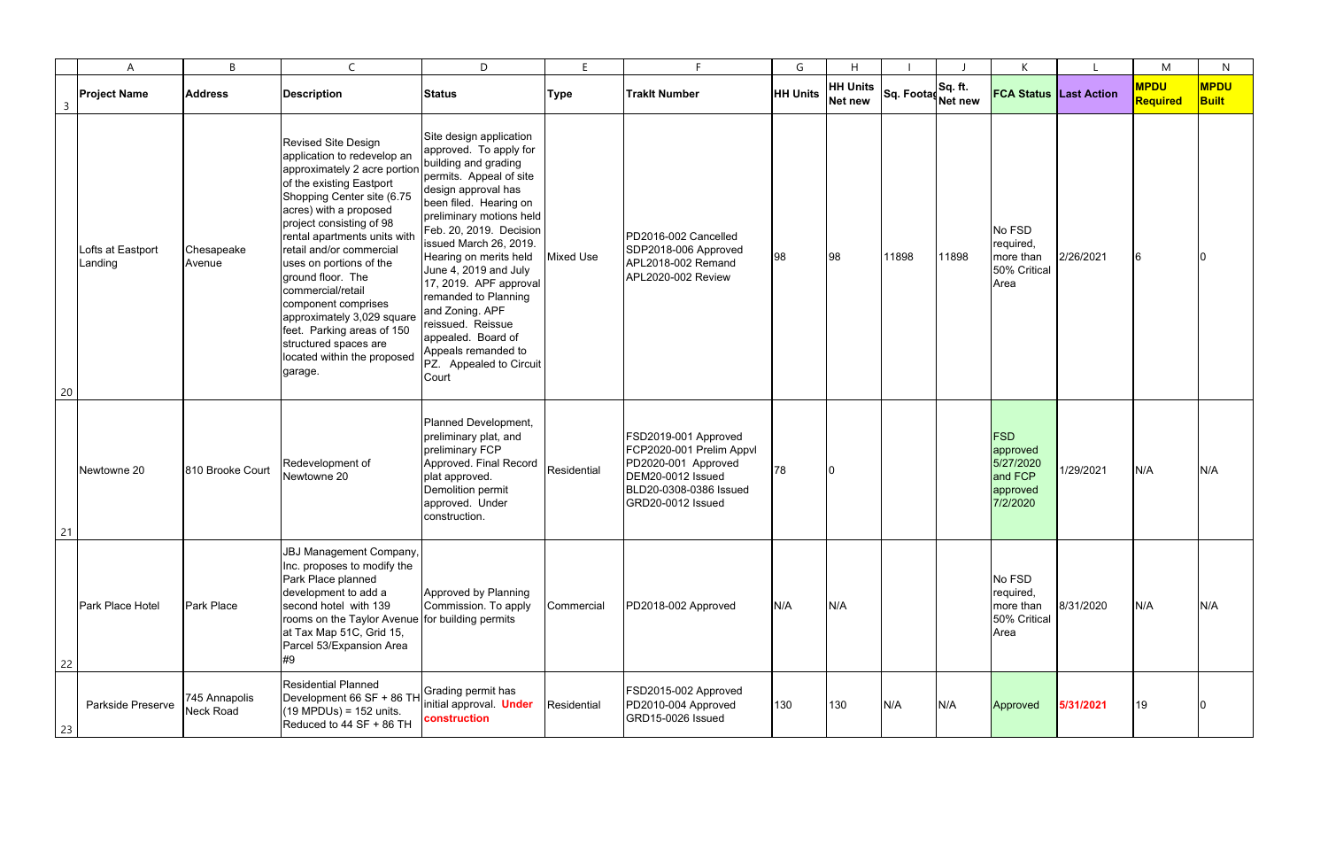| Project Name | Address | Description | Status | Type | TrakIt Number | HH Units | HH Units Net new | Sq. Footage | Sq. ft. Net new | FCA Status | Last Action | MPDU Required | MPDU Built |
|---|---|---|---|---|---|---|---|---|---|---|---|---|---|
| Lofts at Eastport Landing | Chesapeake Avenue | Revised Site Design application to redevelop an approximately 2 acre portion of the existing Eastport Shopping Center site (6.75 acres) with a proposed project consisting of 98 rental apartments units with retail and/or commercial uses on portions of the ground floor. The commercial/retail component comprises approximately 3,029 square feet. Parking areas of 150 structured spaces are located within the proposed garage. | Site design application approved. To apply for building and grading permits. Appeal of site design approval has been filed. Hearing on preliminary motions held Feb. 20, 2019. Decision issued March 26, 2019. Hearing on merits held June 4, 2019 and July 17, 2019. APF approval remanded to Planning and Zoning. APF reissued. Reissue appealed. Board of Appeals remanded to PZ. Appealed to Circuit Court | Mixed Use | PD2016-002 Cancelled SDP2018-006 Approved APL2018-002 Remand APL2020-002 Review | 98 | 98 | 11898 | 11898 | No FSD required, more than 50% Critical Area | 2/26/2021 | 6 | 0 |
| Newtowne 20 | 810 Brooke Court | Redevelopment of Newtowne 20 | Planned Development, preliminary plat, and preliminary FCP Approved. Final Record plat approved. Demolition permit approved. Under construction. | Residential | FSD2019-001 Approved FCP2020-001 Prelim Appvl PD2020-001 Approved DEM20-0012 Issued BLD20-0308-0386 Issued GRD20-0012 Issued | 78 | 0 | | | FSD approved 5/27/2020 and FCP approved 7/2/2020 | 1/29/2021 | N/A | N/A |
| Park Place Hotel | Park Place | JBJ Management Company, Inc. proposes to modify the Park Place planned development to add a second hotel with 139 rooms on the Taylor Avenue at Tax Map 51C, Grid 15, Parcel 53/Expansion Area #9 | Approved by Planning Commission. To apply for building permits | Commercial | PD2018-002 Approved | N/A | N/A | | | No FSD required, more than 50% Critical Area | 8/31/2020 | N/A | N/A |
| Parkside Preserve | 745 Annapolis Neck Road | Residential Planned Development 66 SF + 86 TH (19 MPDUs) = 152 units. Reduced to 44 SF + 86 TH | Grading permit has initial approval. **Under construction** | Residential | FSD2015-002 Approved PD2010-004 Approved GRD15-0026 Issued | 130 | 130 | N/A | N/A | Approved | **5/31/2021** | 19 | 0 |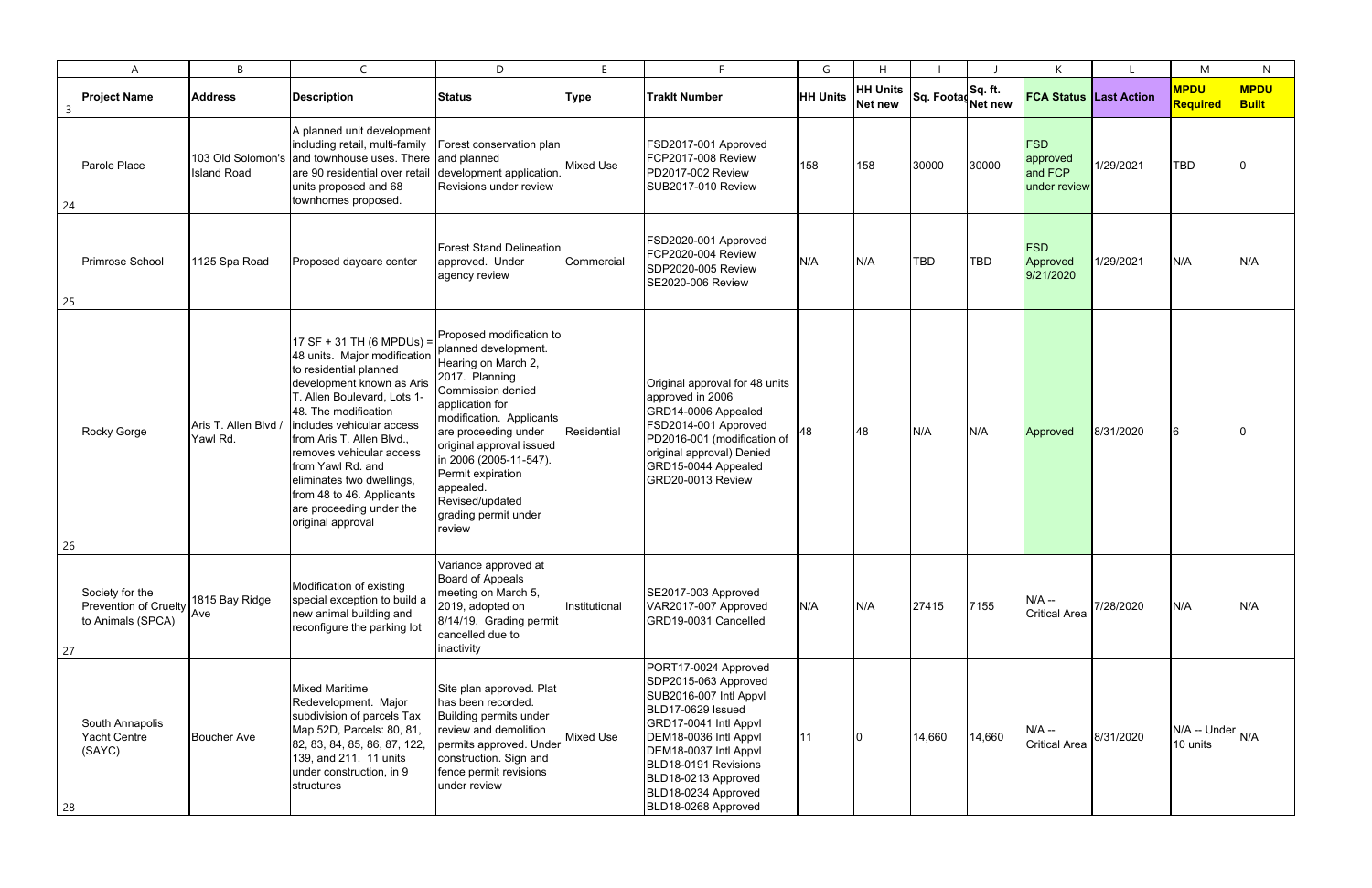| Project Name | Address | Description | Status | Type | TrakIt Number | HH Units | HH Units Net new | Sq. Footage | Sq. ft. Net new | FCA Status | Last Action | MPDU Required | MPDU Built |
|---|---|---|---|---|---|---|---|---|---|---|---|---|---|
| Parole Place | 103 Old Solomon's Island Road | A planned unit development including retail, multi-family and townhouse uses. There are 90 residential over retail units proposed and 68 townhomes proposed. | Forest conservation plan and planned development application. Revisions under review | Mixed Use | FSD2017-001 Approved FCP2017-008 Review PD2017-002 Review SUB2017-010 Review | 158 | 158 | 30000 | 30000 | FSD approved and FCP under review | 1/29/2021 | TBD | 0 |
| Primrose School | 1125 Spa Road | Proposed daycare center | Forest Stand Delineation approved. Under agency review | Commercial | FSD2020-001 Approved FCP2020-004 Review SDP2020-005 Review SE2020-006 Review | N/A | N/A | TBD | TBD | FSD Approved 9/21/2020 | 1/29/2021 | N/A | N/A |
| Rocky Gorge | Aris T. Allen Blvd / Yawl Rd. | 17 SF + 31 TH (6 MPDUs) = 48 units. Major modification to residential planned development known as Aris T. Allen Boulevard, Lots 1-48. The modification includes vehicular access from Aris T. Allen Blvd., removes vehicular access from Yawl Rd. and eliminates two dwellings, from 48 to 46. Applicants are proceeding under the original approval | Proposed modification to planned development. Hearing on March 2, 2017. Planning Commission denied application for modification. Applicants are proceeding under original approval issued in 2006 (2005-11-547). Permit expiration appealed. Revised/updated grading permit under review | Residential | Original approval for 48 units approved in 2006 GRD14-0006 Appealed FSD2014-001 Approved PD2016-001 (modification of original approval) Denied GRD15-0044 Appealed GRD20-0013 Review | 48 | 48 | N/A | N/A | Approved | 8/31/2020 | 6 | 0 |
| Society for the Prevention of Cruelty to Animals (SPCA) | 1815 Bay Ridge Ave | Modification of existing special exception to build a new animal building and reconfigure the parking lot | Variance approved at Board of Appeals meeting on March 5, 2019, adopted on 8/14/19. Grading permit cancelled due to inactivity | Institutional | SE2017-003 Approved VAR2017-007 Approved GRD19-0031 Cancelled | N/A | N/A | 27415 | 7155 | N/A -- Critical Area | 7/28/2020 | N/A | N/A |
| South Annapolis Yacht Centre (SAYC) | Boucher Ave | Mixed Maritime Redevelopment. Major subdivision of parcels Tax Map 52D, Parcels: 80, 81, 82, 83, 84, 85, 86, 87, 122, 139, and 211. 11 units under construction, in 9 structures | Site plan approved. Plat has been recorded. Building permits under review and demolition permits approved. Under construction. Sign and fence permit revisions under review | Mixed Use | PORT17-0024 Approved SDP2015-063 Approved SUB2016-007 Intl Appvl BLD17-0629 Issued GRD17-0041 Intl Appvl DEM18-0036 Intl Appvl DEM18-0037 Intl Appvl BLD18-0191 Revisions BLD18-0213 Approved BLD18-0234 Approved BLD18-0268 Approved | 11 | 0 | 14,660 | 14,660 | N/A -- Critical Area | 8/31/2020 | N/A -- Under 10 units | N/A |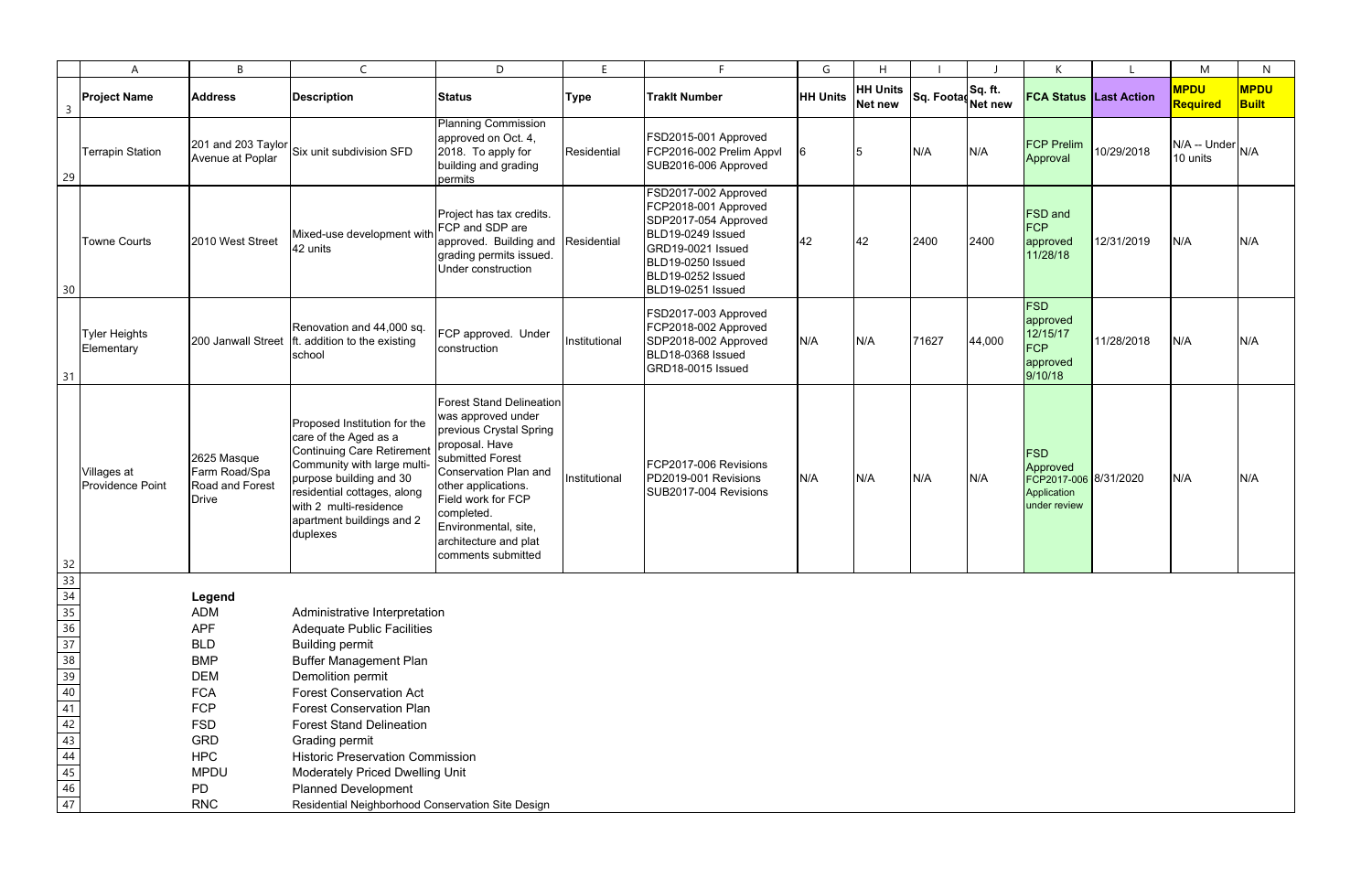| Project Name | Address | Description | Status | Type | Trakit Number | HH Units | HH Units Net new | Sq. Footage | Sq. ft. Net new | FCA Status | Last Action | MPDU Required | MPDU Built |
|---|---|---|---|---|---|---|---|---|---|---|---|---|---|
| Terrapin Station | 201 and 203 Taylor Avenue at Poplar | Six unit subdivision SFD | Planning Commission approved on Oct. 4, 2018. To apply for building and grading permits | Residential | FSD2015-001 Approved FCP2016-002 Prelim Appvl SUB2016-006 Approved | 6 | 5 | N/A | N/A | FCP Prelim Approval | 10/29/2018 | N/A -- Under 10 units | N/A |
| Towne Courts | 2010 West Street | Mixed-use development with 42 units | Project has tax credits. FCP and SDP are approved. Building and grading permits issued. Under construction | Residential | FSD2017-002 Approved FCP2018-001 Approved SDP2017-054 Approved BLD19-0249 Issued GRD19-0021 Issued BLD19-0250 Issued BLD19-0252 Issued BLD19-0251 Issued | 42 | 42 | 2400 | 2400 | FSD and FCP approved 11/28/18 | 12/31/2019 | N/A | N/A |
| Tyler Heights Elementary | 200 Janwall Street | Renovation and 44,000 sq. ft. addition to the existing school | FCP approved. Under construction | Institutional | FSD2017-003 Approved FCP2018-002 Approved SDP2018-002 Approved BLD18-0368 Issued GRD18-0015 Issued | N/A | N/A | 71627 | 44,000 | FSD approved 12/15/17 FCP approved 9/10/18 | 11/28/2018 | N/A | N/A |
| Villages at Providence Point | 2625 Masque Farm Road/Spa Road and Forest Drive | Proposed Institution for the care of the Aged as a Continuing Care Retirement Community with large multi-purpose building and 30 residential cottages, along with 2 multi-residence apartment buildings and 2 duplexes | Forest Stand Delineation was approved under previous Crystal Spring proposal. Have submitted Forest Conservation Plan and other applications. Field work for FCP completed. Environmental, site, architecture and plat comments submitted | Institutional | FCP2017-006 Revisions PD2019-001 Revisions SUB2017-004 Revisions | N/A | N/A | N/A | N/A | FSD Approved FCP2017-006 Application under review | 8/31/2020 | N/A | N/A |

**Legend**

| Abbreviation | Meaning |
|---|---|
| ADM | Administrative Interpretation |
| APF | Adequate Public Facilities |
| BLD | Building permit |
| BMP | Buffer Management Plan |
| DEM | Demolition permit |
| FCA | Forest Conservation Act |
| FCP | Forest Conservation Plan |
| FSD | Forest Stand Delineation |
| GRD | Grading permit |
| HPC | Historic Preservation Commission |
| MPDU | Moderately Priced Dwelling Unit |
| PD | Planned Development |
| RNC | Residential Neighborhood Conservation Site Design |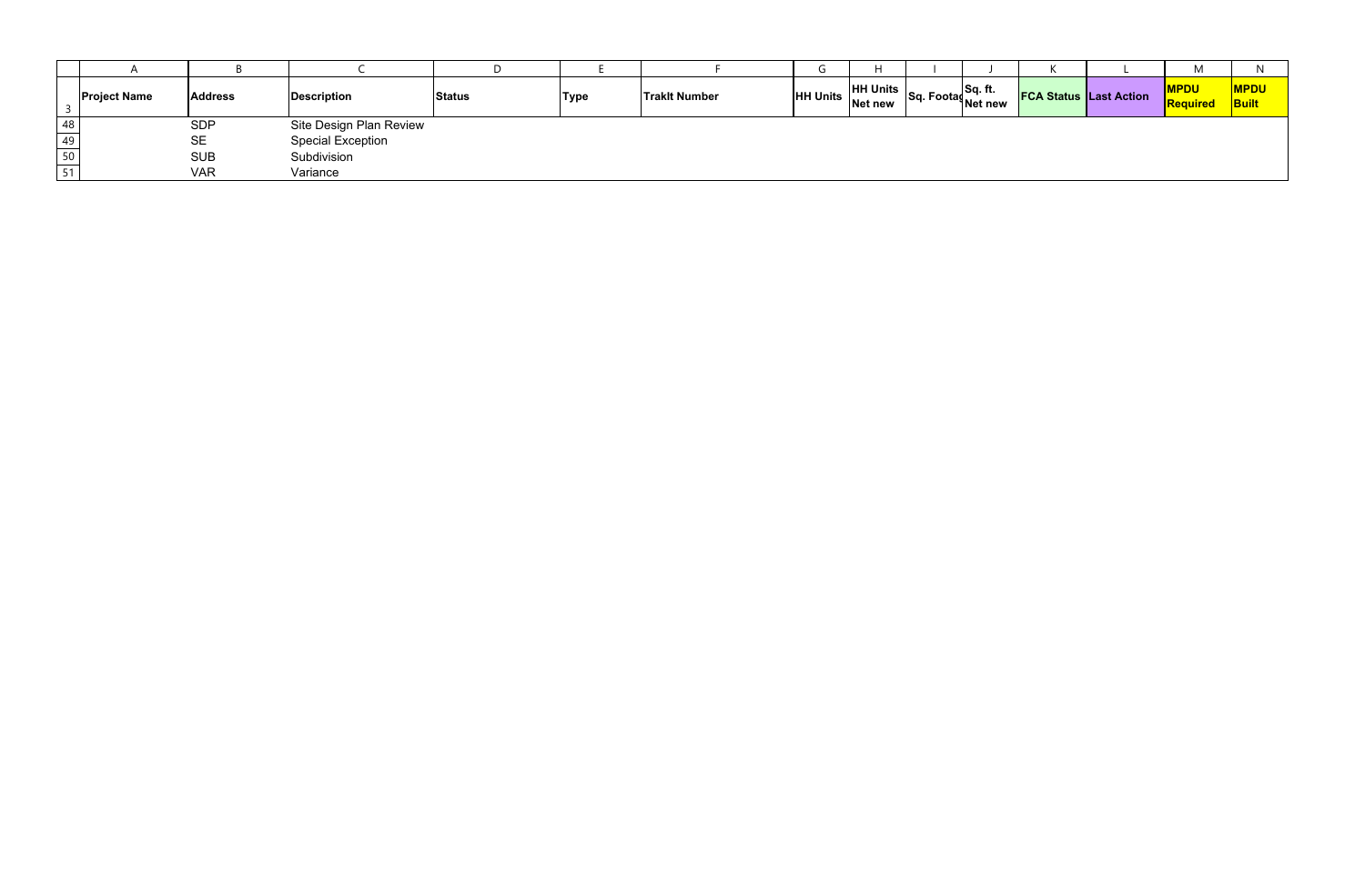| Project Name | Address | Description | Status | Type | TrakIt Number | HH Units | HH Units Net new | Sq. Footag | Sq. ft. Net new | FCA Status | Last Action | MPDU Required | MPDU Built |
|---|---|---|---|---|---|---|---|---|---|---|---|---|---|
| | SDP | Site Design Plan Review | | | | | | | | | | | |
| | SE | Special Exception | | | | | | | | | | | |
| | SUB | Subdivision | | | | | | | | | | | |
| | VAR | Variance | | | | | | | | | | | |